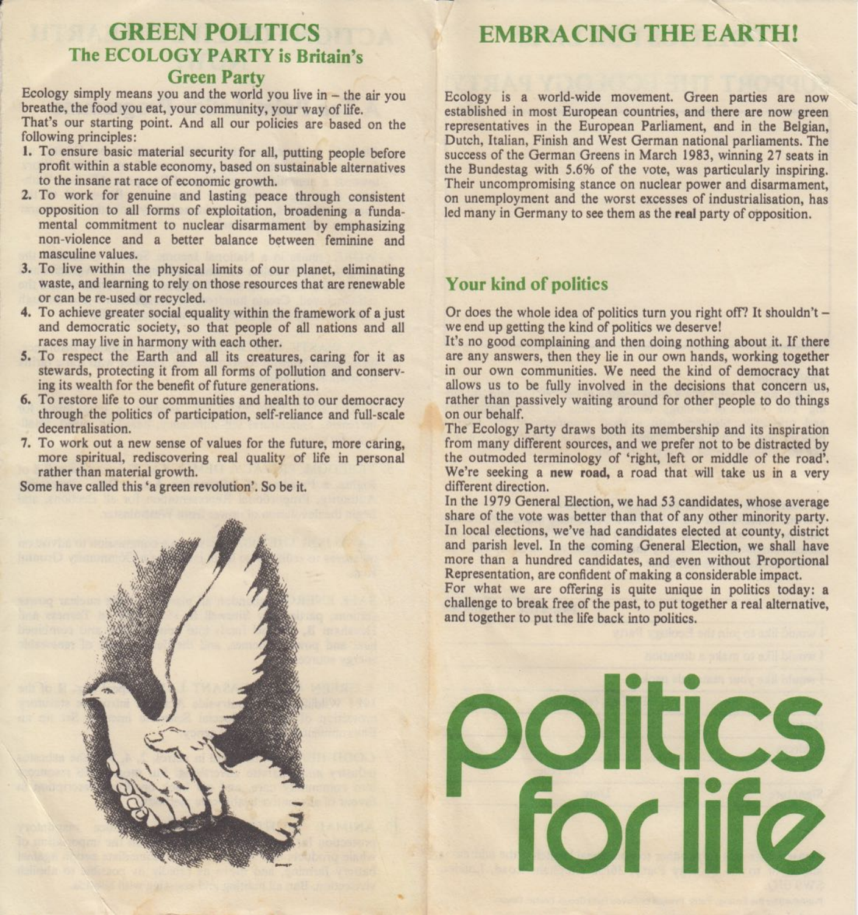## GREEN POLITICS

### The ECOLOGY PARTY is Britain's Green Party

Ecology simply means you and the world you live in – the air you breathe, the food you eat, your community, your way of life.

That's our starting point. And all our policies are based on the following principles:

1. To ensure basic material security for all, putting people before profit within a stable economy, based on sustainable alternatives to the insane rat race of economic growth.
2. To work for genuine and lasting peace through consistent opposition to all forms of exploitation, broadening a fundamental commitment to nuclear disarmament by emphasizing non-violence and a better balance between feminine and masculine values.
3. To live within the physical limits of our planet, eliminating waste, and learning to rely on those resources that are renewable or can be re-used or recycled.
4. To achieve greater social equality within the framework of a just and democratic society, so that people of all nations and all races may live in harmony with each other.
5. To respect the Earth and all its creatures, caring for it as stewards, protecting it from all forms of pollution and conserving its wealth for the benefit of future generations.
6. To restore life to our communities and health to our democracy through the politics of participation, self-reliance and full-scale decentralisation.
7. To work out a new sense of values for the future, more caring, more spiritual, rediscovering real quality of life in personal rather than material growth.

Some have called this 'a green revolution'. So be it.

## EMBRACING THE EARTH!

Ecology is a world-wide movement. Green parties are now established in most European countries, and there are now green representatives in the European Parliament, and in the Belgian, Dutch, Italian, Finish and West German national parliaments. The success of the German Greens in March 1983, winning 27 seats in the Bundestag with 5.6% of the vote, was particularly inspiring. Their uncompromising stance on nuclear power and disarmament, on unemployment and the worst excesses of industrialisation, has led many in Germany to see them as the **real** party of opposition.

### Your kind of politics

Or does the whole idea of politics turn you right off? It shouldn't – we end up getting the kind of politics we deserve!

It's no good complaining and then doing nothing about it. If there are any answers, then they lie in our own hands, working together in our own communities. We need the kind of democracy that allows us to be fully involved in the decisions that concern us, rather than passively waiting around for other people to do things on our behalf.

The Ecology Party draws both its membership and its inspiration from many different sources, and we prefer not to be distracted by the outmoded terminology of 'right, left or middle of the road'. We're seeking a **new road,** a road that will take us in a very different direction.

In the 1979 General Election, we had 53 candidates, whose average share of the vote was better than that of any other minority party. In local elections, we've had candidates elected at county, district and parish level. In the coming General Election, we shall have more than a hundred candidates, and even without Proportional Representation, are confident of making a considerable impact.

For what we are offering is quite unique in politics today: a challenge to break free of the past, to put together a real alternative, and together to put the life back into politics.

# politics for life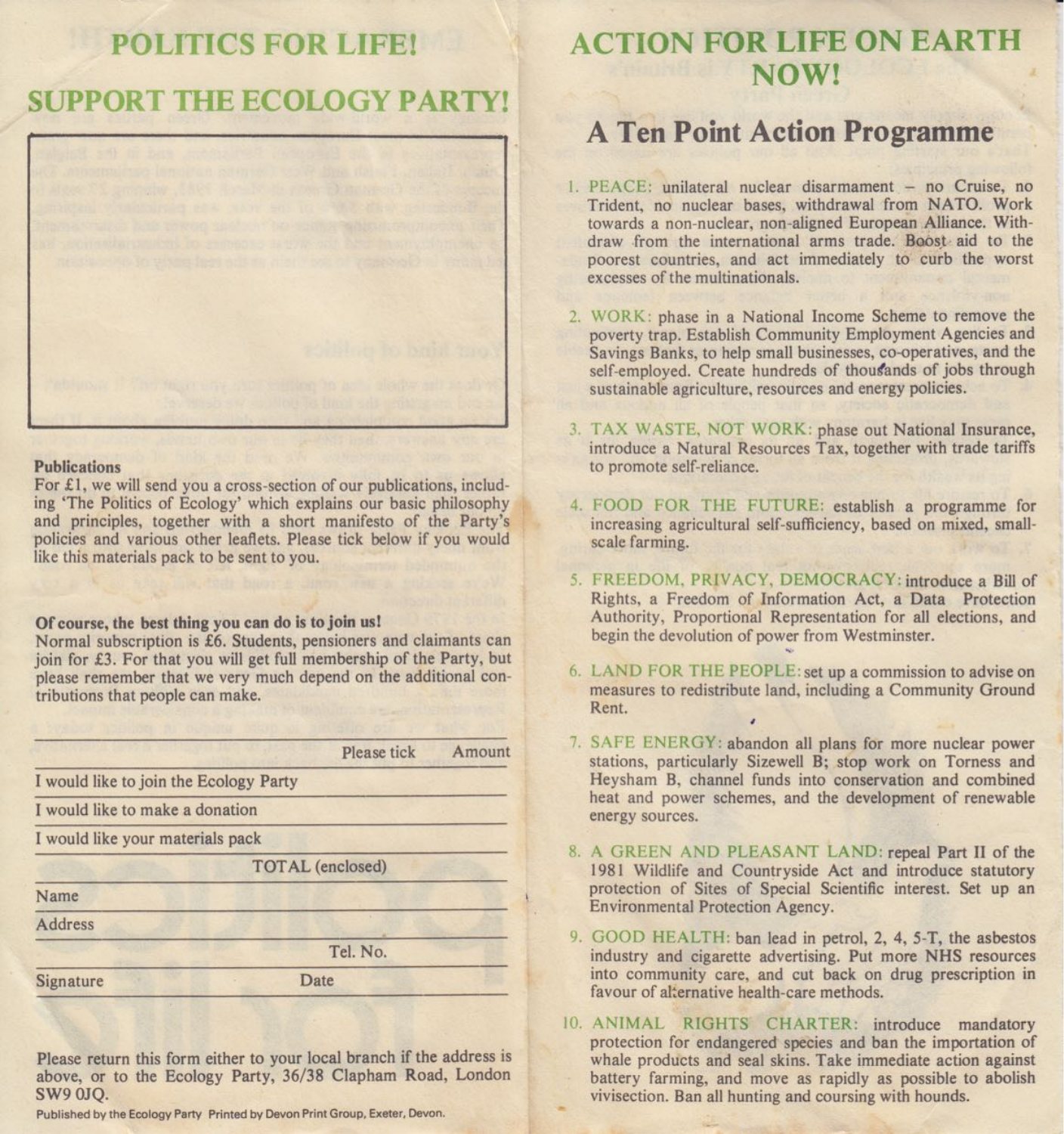# POLITICS FOR LIFE!

## SUPPORT THE ECOLOGY PARTY!

**Publications**

For £1, we will send you a cross-section of our publications, including 'The Politics of Ecology' which explains our basic philosophy and principles, together with a short manifesto of the Party's policies and various other leaflets. Please tick below if you would like this materials pack to be sent to you.

**Of course, the best thing you can do is to join us!**

Normal subscription is £6. Students, pensioners and claimants can join for £3. For that you will get full membership of the Party, but please remember that we very much depend on the additional contributions that people can make.

| | Please tick | Amount |
|---|---|---|
| I would like to join the Ecology Party | | |
| I would like to make a donation | | |
| I would like your materials pack | | |
| TOTAL (enclosed) | | |

Name

Address

Tel. No.

Signature Date

Please return this form either to your local branch if the address is above, or to the Ecology Party, 36/38 Clapham Road, London SW9 0JQ.

Published by the Ecology Party Printed by Devon Print Group, Exeter, Devon.

# ACTION FOR LIFE ON EARTH NOW!

## A Ten Point Action Programme

1. PEACE: unilateral nuclear disarmament – no Cruise, no Trident, no nuclear bases, withdrawal from NATO. Work towards a non-nuclear, non-aligned European Alliance. Withdraw from the international arms trade. Boost aid to the poorest countries, and act immediately to curb the worst excesses of the multinationals.

2. WORK: phase in a National Income Scheme to remove the poverty trap. Establish Community Employment Agencies and Savings Banks, to help small businesses, co-operatives, and the self-employed. Create hundreds of thousands of jobs through sustainable agriculture, resources and energy policies.

3. TAX WASTE, NOT WORK: phase out National Insurance, introduce a Natural Resources Tax, together with trade tariffs to promote self-reliance.

4. FOOD FOR THE FUTURE: establish a programme for increasing agricultural self-sufficiency, based on mixed, small-scale farming.

5. FREEDOM, PRIVACY, DEMOCRACY: introduce a Bill of Rights, a Freedom of Information Act, a Data Protection Authority, Proportional Representation for all elections, and begin the devolution of power from Westminster.

6. LAND FOR THE PEOPLE: set up a commission to advise on measures to redistribute land, including a Community Ground Rent.

7. SAFE ENERGY: abandon all plans for more nuclear power stations, particularly Sizewell B; stop work on Torness and Heysham B, channel funds into conservation and combined heat and power schemes, and the development of renewable energy sources.

8. A GREEN AND PLEASANT LAND: repeal Part II of the 1981 Wildlife and Countryside Act and introduce statutory protection of Sites of Special Scientific interest. Set up an Environmental Protection Agency.

9. GOOD HEALTH: ban lead in petrol, 2, 4, 5-T, the asbestos industry and cigarette advertising. Put more NHS resources into community care, and cut back on drug prescription in favour of alternative health-care methods.

10. ANIMAL RIGHTS CHARTER: introduce mandatory protection for endangered species and ban the importation of whale products and seal skins. Take immediate action against battery farming, and move as rapidly as possible to abolish vivisection. Ban all hunting and coursing with hounds.